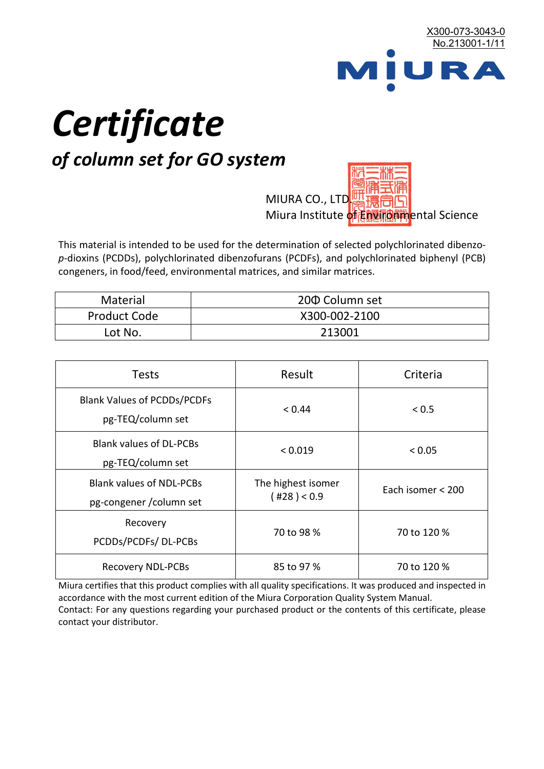X300-073-3043-0
No.213001-1/11

MIURA

# *Certificate*

## *of column set for GO system*

MIURA CO., LTD.
Miura Institute of Environmental Science

This material is intended to be used for the determination of selected polychlorinated dibenzo-*p*-dioxins (PCDDs), polychlorinated dibenzofurans (PCDFs), and polychlorinated biphenyl (PCB) congeners, in food/feed, environmental matrices, and similar matrices.

| Material | 20Φ Column set |
|---|---|
| Product Code | X300-002-2100 |
| Lot No. | 213001 |

| Tests | Result | Criteria |
|---|---|---|
| Blank Values of PCDDs/PCDFs pg-TEQ/column set | < 0.44 | < 0.5 |
| Blank values of DL-PCBs pg-TEQ/column set | < 0.019 | < 0.05 |
| Blank values of NDL-PCBs pg-congener /column set | The highest isomer ( #28 ) < 0.9 | Each isomer < 200 |
| Recovery PCDDs/PCDFs/ DL-PCBs | 70 to 98 % | 70 to 120 % |
| Recovery NDL-PCBs | 85 to 97 % | 70 to 120 % |

Miura certifies that this product complies with all quality specifications. It was produced and inspected in accordance with the most current edition of the Miura Corporation Quality System Manual.
Contact: For any questions regarding your purchased product or the contents of this certificate, please contact your distributor.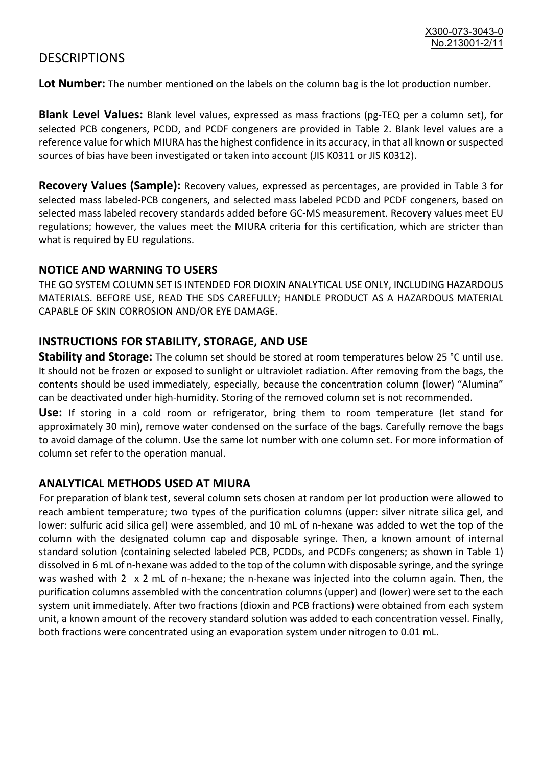# DESCRIPTIONS

**Lot Number:** The number mentioned on the labels on the column bag is the lot production number.

**Blank Level Values:** Blank level values, expressed as mass fractions (pg-TEQ per a column set), for selected PCB congeners, PCDD, and PCDF congeners are provided in Table 2. Blank level values are a reference value for which MIURA has the highest confidence in its accuracy, in that all known or suspected sources of bias have been investigated or taken into account (JIS K0311 or JIS K0312).

**Recovery Values (Sample):** Recovery values, expressed as percentages, are provided in Table 3 for selected mass labeled-PCB congeners, and selected mass labeled PCDD and PCDF congeners, based on selected mass labeled recovery standards added before GC-MS measurement. Recovery values meet EU regulations; however, the values meet the MIURA criteria for this certification, which are stricter than what is required by EU regulations.

## NOTICE AND WARNING TO USERS

THE GO SYSTEM COLUMN SET IS INTENDED FOR DIOXIN ANALYTICAL USE ONLY, INCLUDING HAZARDOUS MATERIALS. BEFORE USE, READ THE SDS CAREFULLY; HANDLE PRODUCT AS A HAZARDOUS MATERIAL CAPABLE OF SKIN CORROSION AND/OR EYE DAMAGE.

## INSTRUCTIONS FOR STABILITY, STORAGE, AND USE

**Stability and Storage:** The column set should be stored at room temperatures below 25 °C until use. It should not be frozen or exposed to sunlight or ultraviolet radiation. After removing from the bags, the contents should be used immediately, especially, because the concentration column (lower) "Alumina" can be deactivated under high-humidity. Storing of the removed column set is not recommended.

**Use:** If storing in a cold room or refrigerator, bring them to room temperature (let stand for approximately 30 min), remove water condensed on the surface of the bags. Carefully remove the bags to avoid damage of the column. Use the same lot number with one column set. For more information of column set refer to the operation manual.

## ANALYTICAL METHODS USED AT MIURA

For preparation of blank test, several column sets chosen at random per lot production were allowed to reach ambient temperature; two types of the purification columns (upper: silver nitrate silica gel, and lower: sulfuric acid silica gel) were assembled, and 10 mL of n-hexane was added to wet the top of the column with the designated column cap and disposable syringe. Then, a known amount of internal standard solution (containing selected labeled PCB, PCDDs, and PCDFs congeners; as shown in Table 1) dissolved in 6 mL of n-hexane was added to the top of the column with disposable syringe, and the syringe was washed with 2 x 2 mL of n-hexane; the n-hexane was injected into the column again. Then, the purification columns assembled with the concentration columns (upper) and (lower) were set to the each system unit immediately. After two fractions (dioxin and PCB fractions) were obtained from each system unit, a known amount of the recovery standard solution was added to each concentration vessel. Finally, both fractions were concentrated using an evaporation system under nitrogen to 0.01 mL.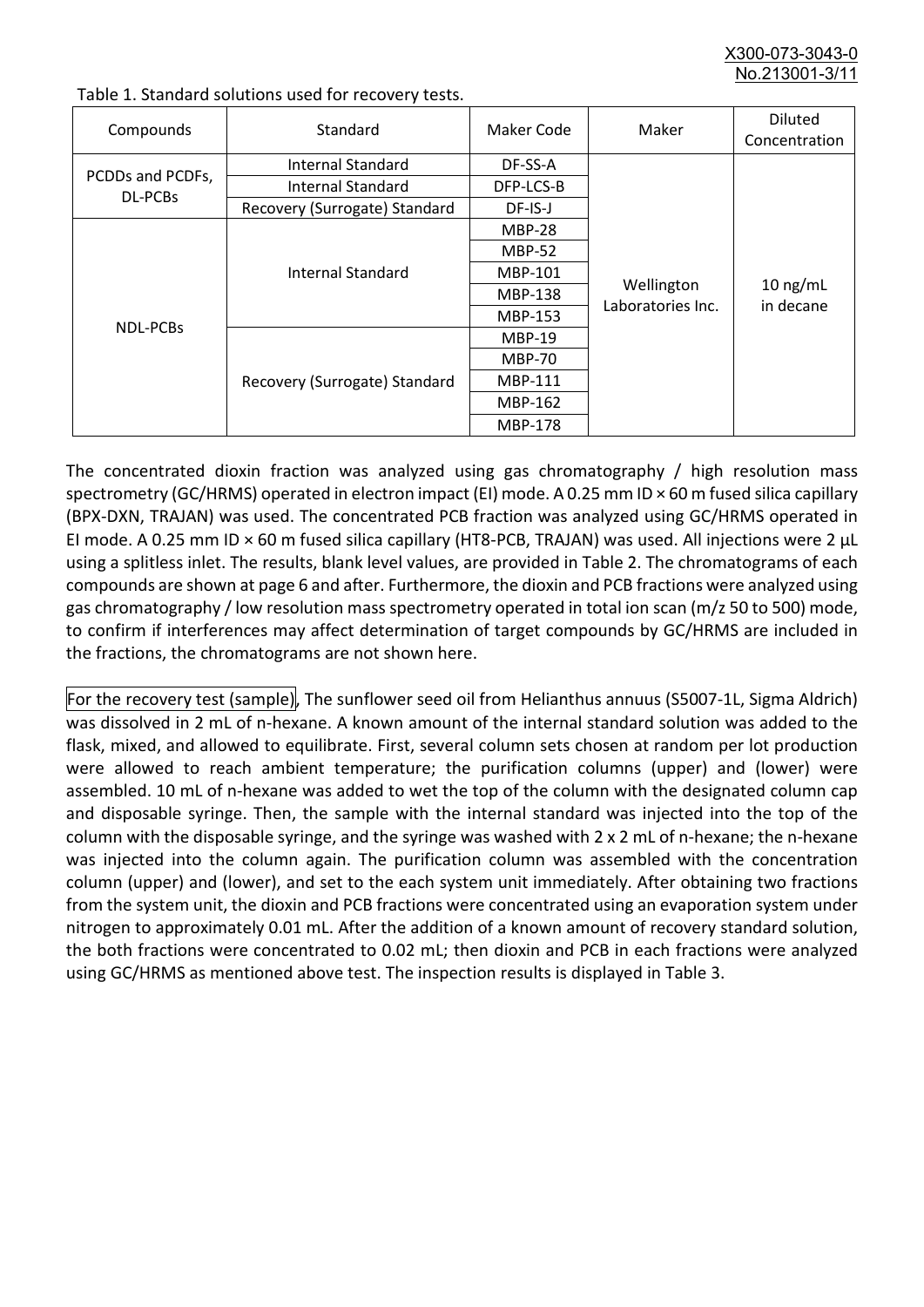Table 1. Standard solutions used for recovery tests.

| Compounds | Standard | Maker Code | Maker | Diluted Concentration |
|---|---|---|---|---|
| PCDDs and PCDFs, DL-PCBs | Internal Standard | DF-SS-A | Wellington Laboratories Inc. | 10 ng/mL in decane |
| | Internal Standard | DFP-LCS-B | | |
| | Recovery (Surrogate) Standard | DF-IS-J | | |
| NDL-PCBs | Internal Standard | MBP-28 | | |
| | | MBP-52 | | |
| | | MBP-101 | | |
| | | MBP-138 | | |
| | | MBP-153 | | |
| | Recovery (Surrogate) Standard | MBP-19 | | |
| | | MBP-70 | | |
| | | MBP-111 | | |
| | | MBP-162 | | |
| | | MBP-178 | | |

The concentrated dioxin fraction was analyzed using gas chromatography / high resolution mass spectrometry (GC/HRMS) operated in electron impact (EI) mode. A 0.25 mm ID × 60 m fused silica capillary (BPX-DXN, TRAJAN) was used. The concentrated PCB fraction was analyzed using GC/HRMS operated in EI mode. A 0.25 mm ID × 60 m fused silica capillary (HT8-PCB, TRAJAN) was used. All injections were 2 µL using a splitless inlet. The results, blank level values, are provided in Table 2. The chromatograms of each compounds are shown at page 6 and after. Furthermore, the dioxin and PCB fractions were analyzed using gas chromatography / low resolution mass spectrometry operated in total ion scan (m/z 50 to 500) mode, to confirm if interferences may affect determination of target compounds by GC/HRMS are included in the fractions, the chromatograms are not shown here.

For the recovery test (sample), The sunflower seed oil from Helianthus annuus (S5007-1L, Sigma Aldrich) was dissolved in 2 mL of n-hexane. A known amount of the internal standard solution was added to the flask, mixed, and allowed to equilibrate. First, several column sets chosen at random per lot production were allowed to reach ambient temperature; the purification columns (upper) and (lower) were assembled. 10 mL of n-hexane was added to wet the top of the column with the designated column cap and disposable syringe. Then, the sample with the internal standard was injected into the top of the column with the disposable syringe, and the syringe was washed with 2 x 2 mL of n-hexane; the n-hexane was injected into the column again. The purification column was assembled with the concentration column (upper) and (lower), and set to the each system unit immediately. After obtaining two fractions from the system unit, the dioxin and PCB fractions were concentrated using an evaporation system under nitrogen to approximately 0.01 mL. After the addition of a known amount of recovery standard solution, the both fractions were concentrated to 0.02 mL; then dioxin and PCB in each fractions were analyzed using GC/HRMS as mentioned above test. The inspection results is displayed in Table 3.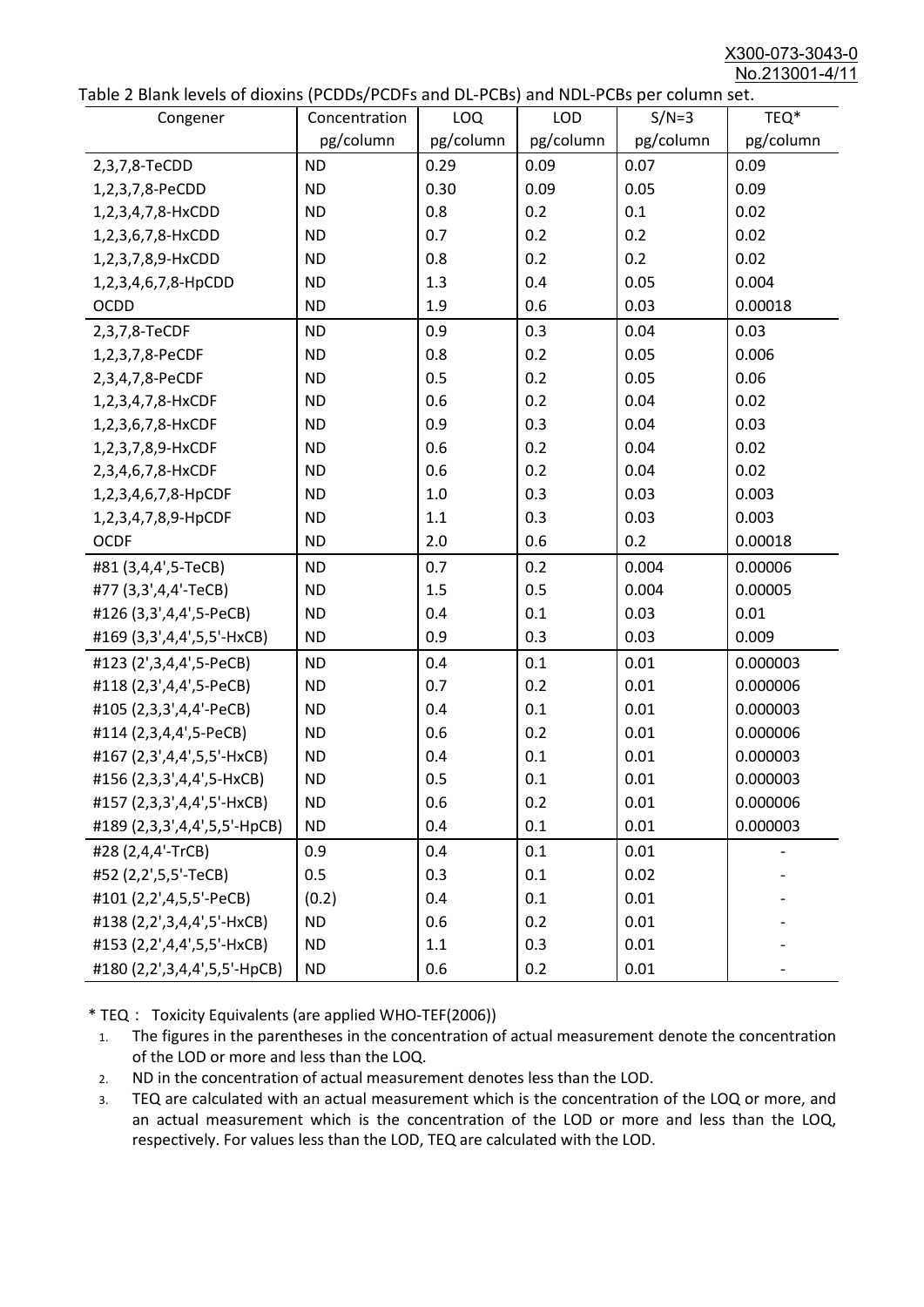Table 2 Blank levels of dioxins (PCDDs/PCDFs and DL-PCBs) and NDL-PCBs per column set.

| Congener | Concentration pg/column | LOQ pg/column | LOD pg/column | S/N=3 pg/column | TEQ* pg/column |
|---|---|---|---|---|---|
| 2,3,7,8-TeCDD | ND | 0.29 | 0.09 | 0.07 | 0.09 |
| 1,2,3,7,8-PeCDD | ND | 0.30 | 0.09 | 0.05 | 0.09 |
| 1,2,3,4,7,8-HxCDD | ND | 0.8 | 0.2 | 0.1 | 0.02 |
| 1,2,3,6,7,8-HxCDD | ND | 0.7 | 0.2 | 0.2 | 0.02 |
| 1,2,3,7,8,9-HxCDD | ND | 0.8 | 0.2 | 0.2 | 0.02 |
| 1,2,3,4,6,7,8-HpCDD | ND | 1.3 | 0.4 | 0.05 | 0.004 |
| OCDD | ND | 1.9 | 0.6 | 0.03 | 0.00018 |
| 2,3,7,8-TeCDF | ND | 0.9 | 0.3 | 0.04 | 0.03 |
| 1,2,3,7,8-PeCDF | ND | 0.8 | 0.2 | 0.05 | 0.006 |
| 2,3,4,7,8-PeCDF | ND | 0.5 | 0.2 | 0.05 | 0.06 |
| 1,2,3,4,7,8-HxCDF | ND | 0.6 | 0.2 | 0.04 | 0.02 |
| 1,2,3,6,7,8-HxCDF | ND | 0.9 | 0.3 | 0.04 | 0.03 |
| 1,2,3,7,8,9-HxCDF | ND | 0.6 | 0.2 | 0.04 | 0.02 |
| 2,3,4,6,7,8-HxCDF | ND | 0.6 | 0.2 | 0.04 | 0.02 |
| 1,2,3,4,6,7,8-HpCDF | ND | 1.0 | 0.3 | 0.03 | 0.003 |
| 1,2,3,4,7,8,9-HpCDF | ND | 1.1 | 0.3 | 0.03 | 0.003 |
| OCDF | ND | 2.0 | 0.6 | 0.2 | 0.00018 |
| #81 (3,4,4',5-TeCB) | ND | 0.7 | 0.2 | 0.004 | 0.00006 |
| #77 (3,3',4,4'-TeCB) | ND | 1.5 | 0.5 | 0.004 | 0.00005 |
| #126 (3,3',4,4',5-PeCB) | ND | 0.4 | 0.1 | 0.03 | 0.01 |
| #169 (3,3',4,4',5,5'-HxCB) | ND | 0.9 | 0.3 | 0.03 | 0.009 |
| #123 (2',3,4,4',5-PeCB) | ND | 0.4 | 0.1 | 0.01 | 0.000003 |
| #118 (2,3',4,4',5-PeCB) | ND | 0.7 | 0.2 | 0.01 | 0.000006 |
| #105 (2,3,3',4,4'-PeCB) | ND | 0.4 | 0.1 | 0.01 | 0.000003 |
| #114 (2,3,4,4',5-PeCB) | ND | 0.6 | 0.2 | 0.01 | 0.000006 |
| #167 (2,3',4,4',5,5'-HxCB) | ND | 0.4 | 0.1 | 0.01 | 0.000003 |
| #156 (2,3,3',4,4',5-HxCB) | ND | 0.5 | 0.1 | 0.01 | 0.000003 |
| #157 (2,3,3',4,4',5'-HxCB) | ND | 0.6 | 0.2 | 0.01 | 0.000006 |
| #189 (2,3,3',4,4',5,5'-HpCB) | ND | 0.4 | 0.1 | 0.01 | 0.000003 |
| #28 (2,4,4'-TrCB) | 0.9 | 0.4 | 0.1 | 0.01 | - |
| #52 (2,2',5,5'-TeCB) | 0.5 | 0.3 | 0.1 | 0.02 | - |
| #101 (2,2',4,5,5'-PeCB) | (0.2) | 0.4 | 0.1 | 0.01 | - |
| #138 (2,2',3,4,4',5'-HxCB) | ND | 0.6 | 0.2 | 0.01 | - |
| #153 (2,2',4,4',5,5'-HxCB) | ND | 1.1 | 0.3 | 0.01 | - |
| #180 (2,2',3,4,4',5,5'-HpCB) | ND | 0.6 | 0.2 | 0.01 | - |

\* TEQ： Toxicity Equivalents (are applied WHO-TEF(2006))

1. The figures in the parentheses in the concentration of actual measurement denote the concentration of the LOD or more and less than the LOQ.
2. ND in the concentration of actual measurement denotes less than the LOD.
3. TEQ are calculated with an actual measurement which is the concentration of the LOQ or more, and an actual measurement which is the concentration of the LOD or more and less than the LOQ, respectively. For values less than the LOD, TEQ are calculated with the LOD.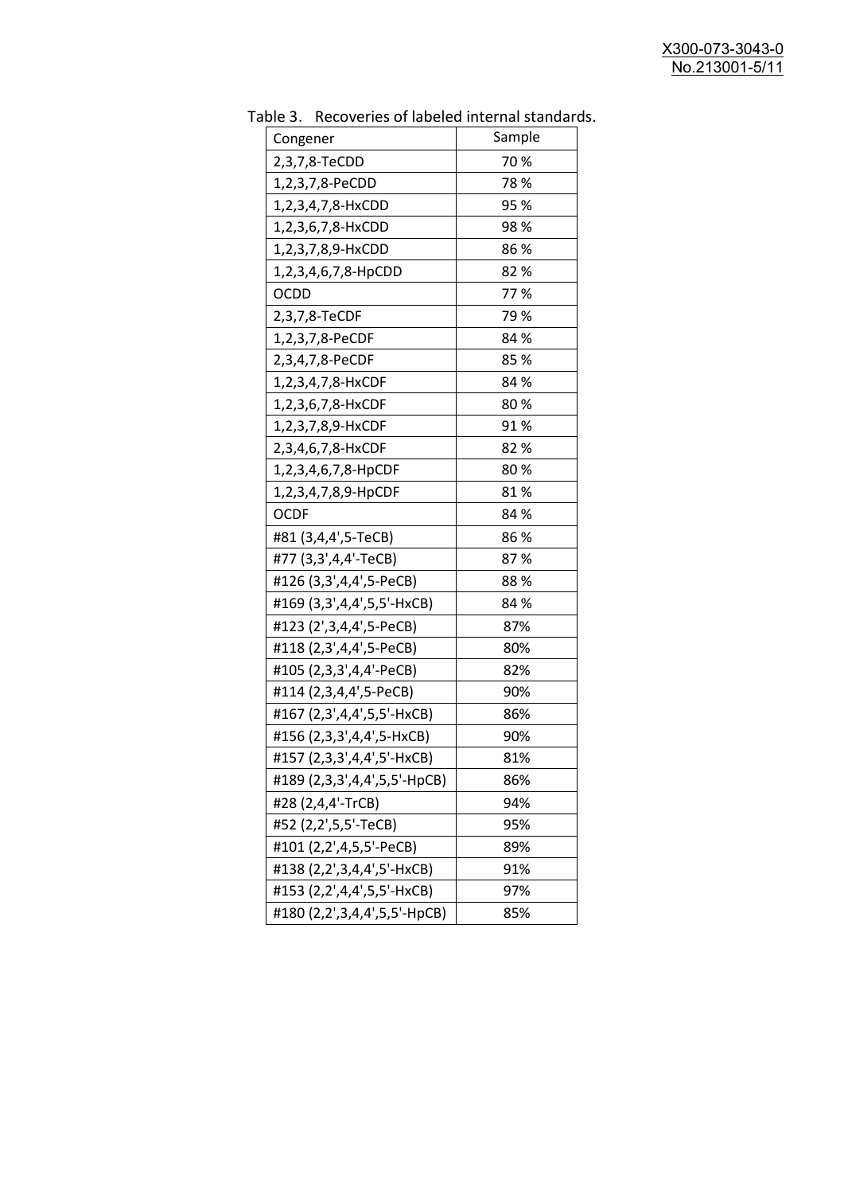Table 3. Recoveries of labeled internal standards.

| Congener | Sample |
|---|---|
| 2,3,7,8-TeCDD | 70 % |
| 1,2,3,7,8-PeCDD | 78 % |
| 1,2,3,4,7,8-HxCDD | 95 % |
| 1,2,3,6,7,8-HxCDD | 98 % |
| 1,2,3,7,8,9-HxCDD | 86 % |
| 1,2,3,4,6,7,8-HpCDD | 82 % |
| OCDD | 77 % |
| 2,3,7,8-TeCDF | 79 % |
| 1,2,3,7,8-PeCDF | 84 % |
| 2,3,4,7,8-PeCDF | 85 % |
| 1,2,3,4,7,8-HxCDF | 84 % |
| 1,2,3,6,7,8-HxCDF | 80 % |
| 1,2,3,7,8,9-HxCDF | 91 % |
| 2,3,4,6,7,8-HxCDF | 82 % |
| 1,2,3,4,6,7,8-HpCDF | 80 % |
| 1,2,3,4,7,8,9-HpCDF | 81 % |
| OCDF | 84 % |
| #81 (3,4,4',5-TeCB) | 86 % |
| #77 (3,3',4,4'-TeCB) | 87 % |
| #126 (3,3',4,4',5-PeCB) | 88 % |
| #169 (3,3',4,4',5,5'-HxCB) | 84 % |
| #123 (2',3,4,4',5-PeCB) | 87% |
| #118 (2,3',4,4',5-PeCB) | 80% |
| #105 (2,3,3',4,4'-PeCB) | 82% |
| #114 (2,3,4,4',5-PeCB) | 90% |
| #167 (2,3',4,4',5,5'-HxCB) | 86% |
| #156 (2,3,3',4,4',5-HxCB) | 90% |
| #157 (2,3,3',4,4',5'-HxCB) | 81% |
| #189 (2,3,3',4,4',5,5'-HpCB) | 86% |
| #28 (2,4,4'-TrCB) | 94% |
| #52 (2,2',5,5'-TeCB) | 95% |
| #101 (2,2',4,5,5'-PeCB) | 89% |
| #138 (2,2',3,4,4',5'-HxCB) | 91% |
| #153 (2,2',4,4',5,5'-HxCB) | 97% |
| #180 (2,2',3,4,4',5,5'-HpCB) | 85% |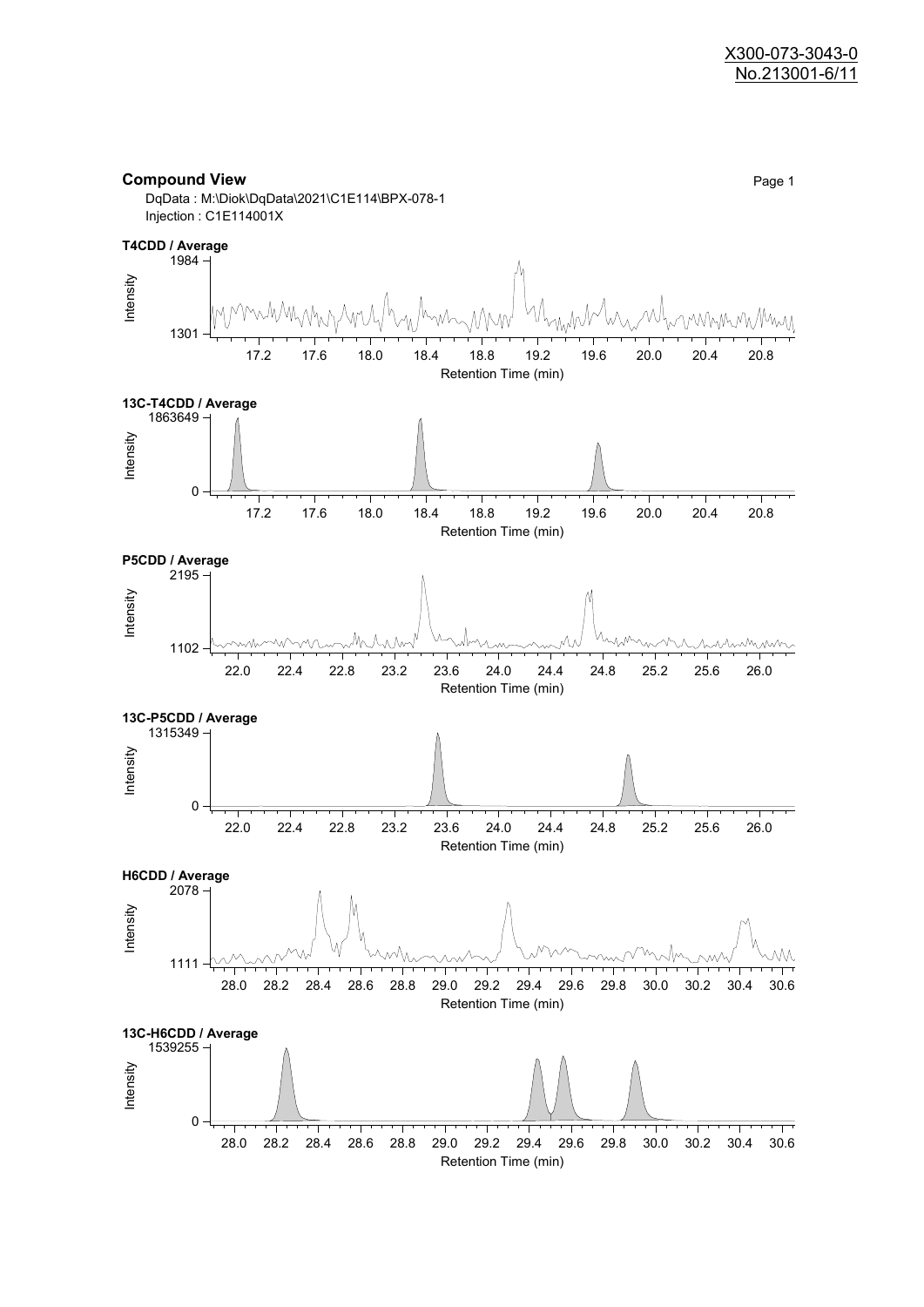## Compound View

DqData : M:\Diok\DqData\2021\C1E114\BPX-078-1
Injection : C1E114001X

**T4CDD / Average**

Intensity: 1301 – 1984
Retention Time (min): 17.2, 17.6, 18.0, 18.4, 18.8, 19.2, 19.6, 20.0, 20.4, 20.8

**13C-T4CDD / Average**

Intensity: 0 – 1863649
Retention Time (min): 17.2, 17.6, 18.0, 18.4, 18.8, 19.2, 19.6, 20.0, 20.4, 20.8

**P5CDD / Average**

Intensity: 1102 – 2195
Retention Time (min): 22.0, 22.4, 22.8, 23.2, 23.6, 24.0, 24.4, 24.8, 25.2, 25.6, 26.0

**13C-P5CDD / Average**

Intensity: 0 – 1315349
Retention Time (min): 22.0, 22.4, 22.8, 23.2, 23.6, 24.0, 24.4, 24.8, 25.2, 25.6, 26.0

**H6CDD / Average**

Intensity: 1111 – 2078
Retention Time (min): 28.0, 28.2, 28.4, 28.6, 28.8, 29.0, 29.2, 29.4, 29.6, 29.8, 30.0, 30.2, 30.4, 30.6

**13C-H6CDD / Average**

Intensity: 0 – 1539255
Retention Time (min): 28.0, 28.2, 28.4, 28.6, 28.8, 29.0, 29.2, 29.4, 29.6, 29.8, 30.0, 30.2, 30.4, 30.6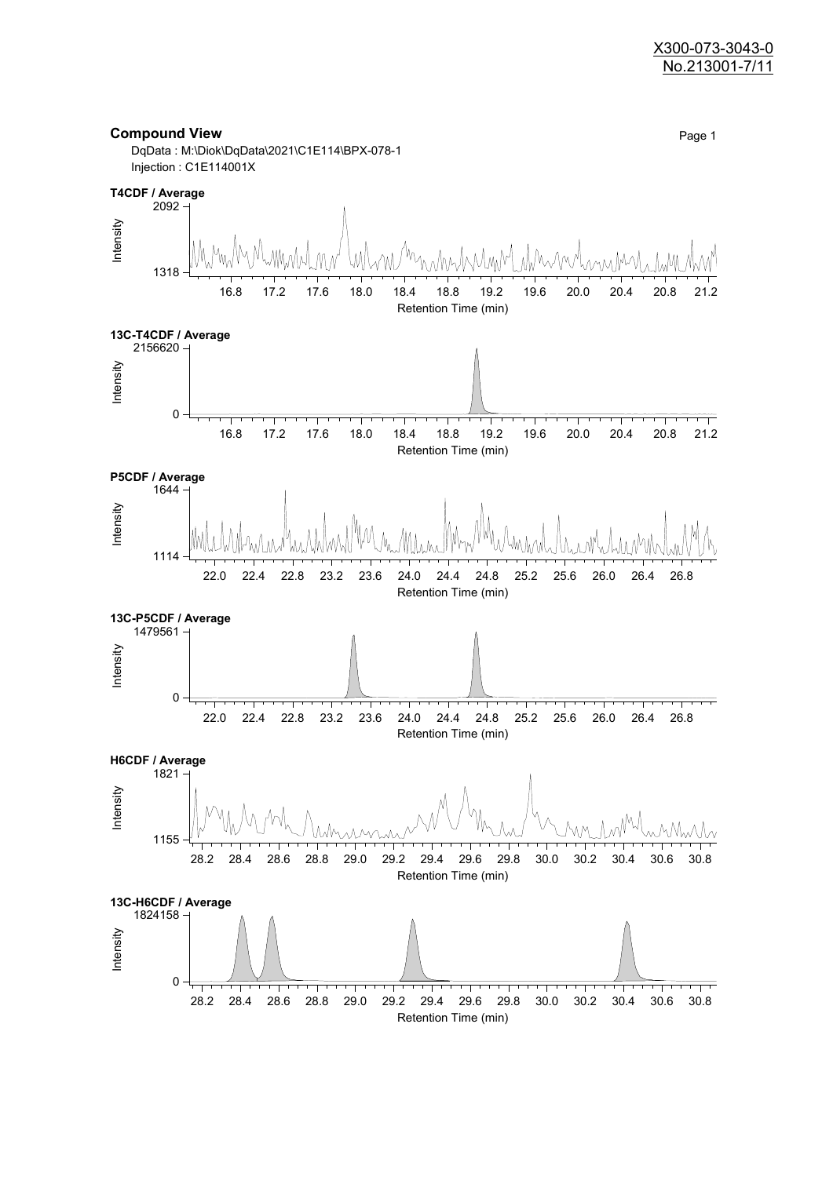X300-073-3043-0
No.213001-7/11

## Compound View

DqData : M:\Diok\DqData\2021\C1E114\BPX-078-1
Injection : C1E114001X

**T4CDF / Average**

Intensity: 1318 – 2092
Retention Time (min): 16.8, 17.2, 17.6, 18.0, 18.4, 18.8, 19.2, 19.6, 20.0, 20.4, 20.8, 21.2

**13C-T4CDF / Average**

Intensity: 0 – 2156620
Retention Time (min): 16.8, 17.2, 17.6, 18.0, 18.4, 18.8, 19.2, 19.6, 20.0, 20.4, 20.8, 21.2

**P5CDF / Average**

Intensity: 1114 – 1644
Retention Time (min): 22.0, 22.4, 22.8, 23.2, 23.6, 24.0, 24.4, 24.8, 25.2, 25.6, 26.0, 26.4, 26.8

**13C-P5CDF / Average**

Intensity: 0 – 1479561
Retention Time (min): 22.0, 22.4, 22.8, 23.2, 23.6, 24.0, 24.4, 24.8, 25.2, 25.6, 26.0, 26.4, 26.8

**H6CDF / Average**

Intensity: 1155 – 1821
Retention Time (min): 28.2, 28.4, 28.6, 28.8, 29.0, 29.2, 29.4, 29.6, 29.8, 30.0, 30.2, 30.4, 30.6, 30.8

**13C-H6CDF / Average**

Intensity: 0 – 1824158
Retention Time (min): 28.2, 28.4, 28.6, 28.8, 29.0, 29.2, 29.4, 29.6, 29.8, 30.0, 30.2, 30.4, 30.6, 30.8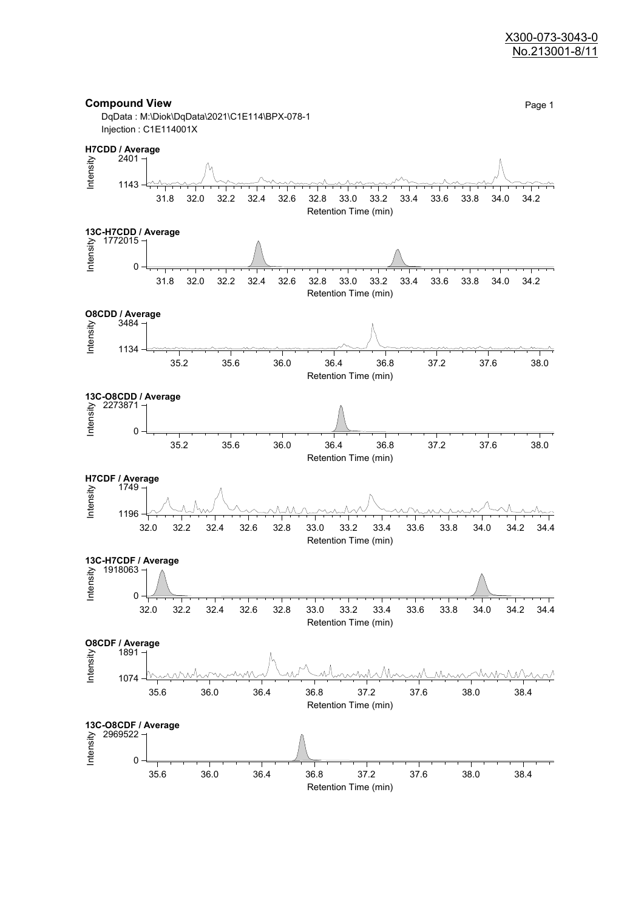## Compound View

DqData : M:\Diok\DqData\2021\C1E114\BPX-078-1
Injection : C1E114001X

**H7CDD / Average**

Intensity: 2401 – 1143

Retention Time (min): 31.8, 32.0, 32.2, 32.4, 32.6, 32.8, 33.0, 33.2, 33.4, 33.6, 33.8, 34.0, 34.2

**13C-H7CDD / Average**

Intensity: 1772015 – 0

Retention Time (min): 31.8, 32.0, 32.2, 32.4, 32.6, 32.8, 33.0, 33.2, 33.4, 33.6, 33.8, 34.0, 34.2

**O8CDD / Average**

Intensity: 3484 – 1134

Retention Time (min): 35.2, 35.6, 36.0, 36.4, 36.8, 37.2, 37.6, 38.0

**13C-O8CDD / Average**

Intensity: 2273871 – 0

Retention Time (min): 35.2, 35.6, 36.0, 36.4, 36.8, 37.2, 37.6, 38.0

**H7CDF / Average**

Intensity: 1749 – 1196

Retention Time (min): 32.0, 32.2, 32.4, 32.6, 32.8, 33.0, 33.2, 33.4, 33.6, 33.8, 34.0, 34.2, 34.4

**13C-H7CDF / Average**

Intensity: 1918063 – 0

Retention Time (min): 32.0, 32.2, 32.4, 32.6, 32.8, 33.0, 33.2, 33.4, 33.6, 33.8, 34.0, 34.2, 34.4

**O8CDF / Average**

Intensity: 1891 – 1074

Retention Time (min): 35.6, 36.0, 36.4, 36.8, 37.2, 37.6, 38.0, 38.4

**13C-O8CDF / Average**

Intensity: 2969522 – 0

Retention Time (min): 35.6, 36.0, 36.4, 36.8, 37.2, 37.6, 38.0, 38.4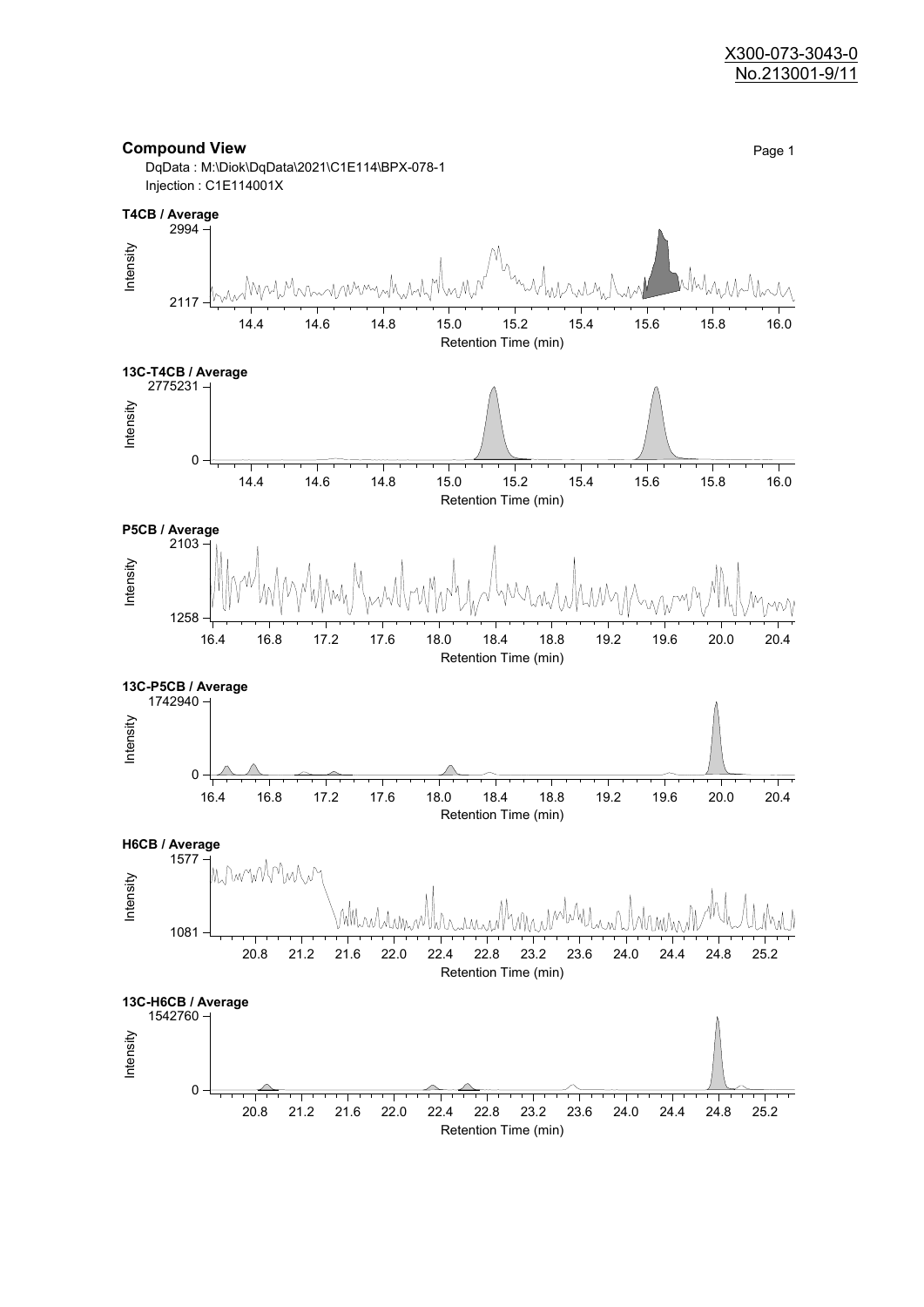X300-073-3043-0
No.213001-9/11

## Compound View

DqData : M:\Diok\DqData\2021\C1E114\BPX-078-1
Injection : C1E114001X

**T4CB / Average**

Intensity: 2117 – 2994
Retention Time (min): 14.4, 14.6, 14.8, 15.0, 15.2, 15.4, 15.6, 15.8, 16.0

**13C-T4CB / Average**

Intensity: 0 – 2775231
Retention Time (min): 14.4, 14.6, 14.8, 15.0, 15.2, 15.4, 15.6, 15.8, 16.0

**P5CB / Average**

Intensity: 1258 – 2103
Retention Time (min): 16.4, 16.8, 17.2, 17.6, 18.0, 18.4, 18.8, 19.2, 19.6, 20.0, 20.4

**13C-P5CB / Average**

Intensity: 0 – 1742940
Retention Time (min): 16.4, 16.8, 17.2, 17.6, 18.0, 18.4, 18.8, 19.2, 19.6, 20.0, 20.4

**H6CB / Average**

Intensity: 1081 – 1577
Retention Time (min): 20.8, 21.2, 21.6, 22.0, 22.4, 22.8, 23.2, 23.6, 24.0, 24.4, 24.8, 25.2

**13C-H6CB / Average**

Intensity: 0 – 1542760
Retention Time (min): 20.8, 21.2, 21.6, 22.0, 22.4, 22.8, 23.2, 23.6, 24.0, 24.4, 24.8, 25.2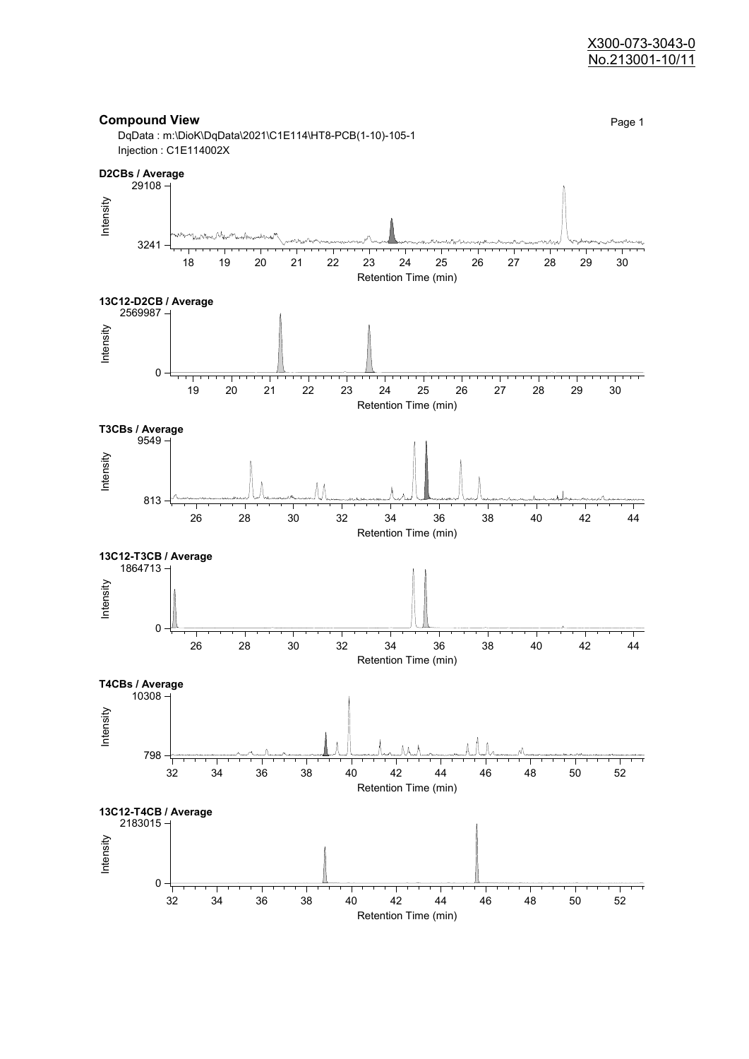X300-073-3043-0
No.213001-10/11

## Compound View

DqData : m:\DioK\DqData\2021\C1E114\HT8-PCB(1-10)-105-1
Injection : C1E114002X

**D2CBs / Average**

Intensity: 29108 – 3241
Retention Time (min): 18 19 20 21 22 23 24 25 26 27 28 29 30

**13C12-D2CB / Average**

Intensity: 2569987 – 0
Retention Time (min): 19 20 21 22 23 24 25 26 27 28 29 30

**T3CBs / Average**

Intensity: 9549 – 813
Retention Time (min): 26 28 30 32 34 36 38 40 42 44

**13C12-T3CB / Average**

Intensity: 1864713 – 0
Retention Time (min): 26 28 30 32 34 36 38 40 42 44

**T4CBs / Average**

Intensity: 10308 – 798
Retention Time (min): 32 34 36 38 40 42 44 46 48 50 52

**13C12-T4CB / Average**

Intensity: 2183015 – 0
Retention Time (min): 32 34 36 38 40 42 44 46 48 50 52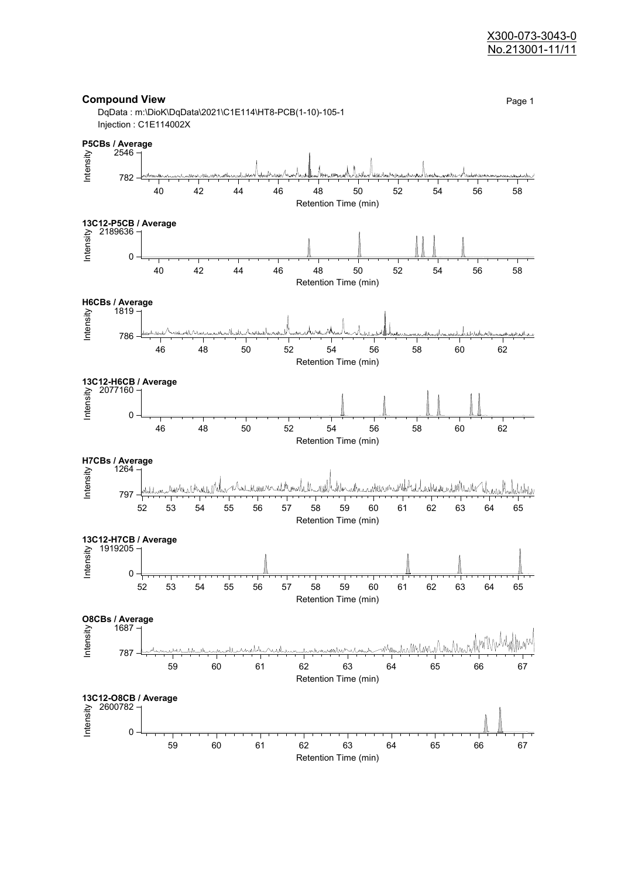X300-073-3043-0
No.213001-11/11

## Compound View

Page 1

DqData : m:\DioK\DqData\2021\C1E114\HT8-PCB(1-10)-105-1
Injection : C1E114002X

**P5CBs / Average**

Intensity
2546
782
40 42 44 46 48 50 52 54 56 58
Retention Time (min)

**13C12-P5CB / Average**

Intensity
2189636
0
40 42 44 46 48 50 52 54 56 58
Retention Time (min)

**H6CBs / Average**

Intensity
1819
786
46 48 50 52 54 56 58 60 62
Retention Time (min)

**13C12-H6CB / Average**

Intensity
2077160
0
46 48 50 52 54 56 58 60 62
Retention Time (min)

**H7CBs / Average**

Intensity
1264
797
52 53 54 55 56 57 58 59 60 61 62 63 64 65
Retention Time (min)

**13C12-H7CB / Average**

Intensity
1919205
0
52 53 54 55 56 57 58 59 60 61 62 63 64 65
Retention Time (min)

**O8CBs / Average**

Intensity
1687
787
59 60 61 62 63 64 65 66 67
Retention Time (min)

**13C12-O8CB / Average**

Intensity
2600782
0
59 60 61 62 63 64 65 66 67
Retention Time (min)